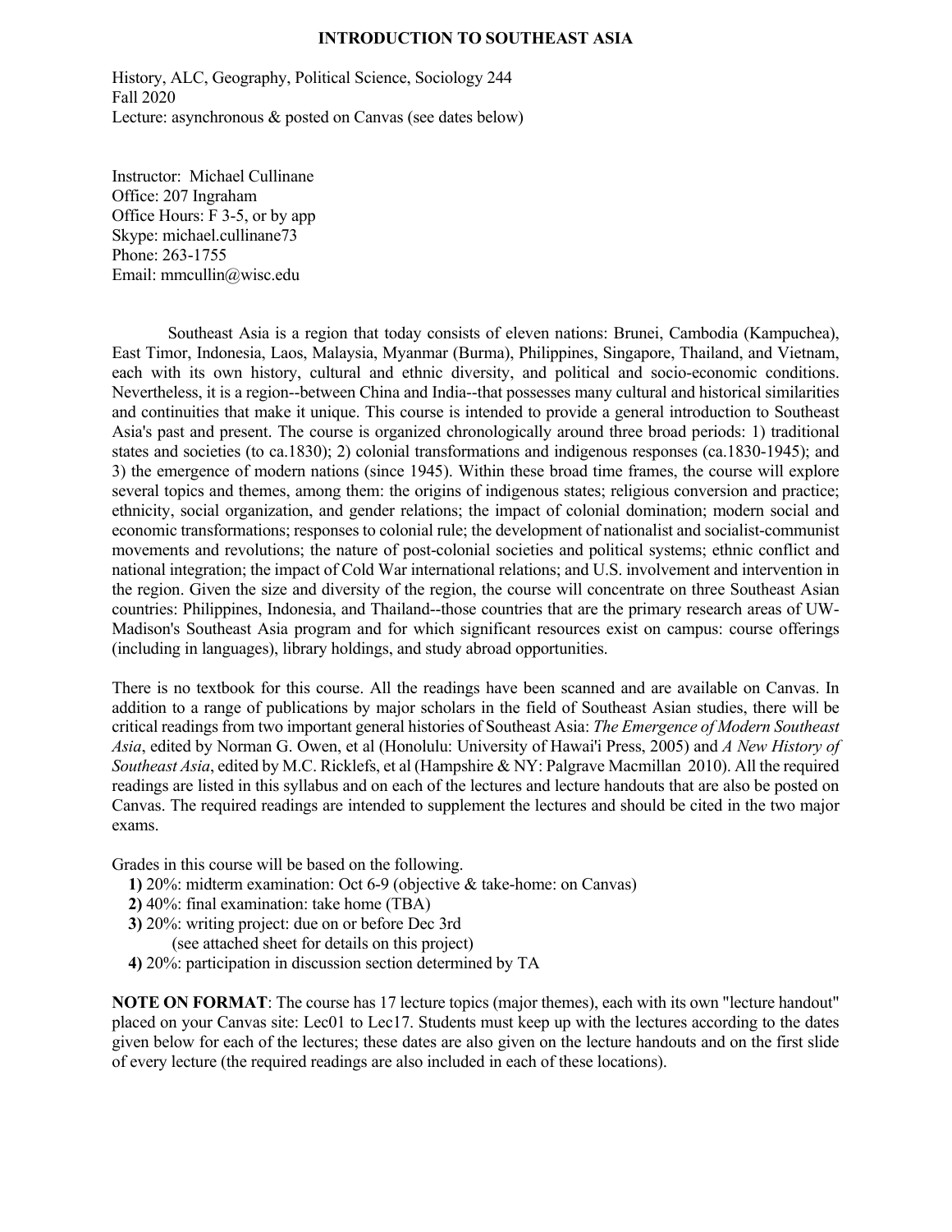# INTRODUCTION TO SOUTHEAST ASIA

History, ALC, Geography, Political Science, Sociology 244
Fall 2020
Lecture: asynchronous & posted on Canvas (see dates below)

Instructor: Michael Cullinane
Office: 207 Ingraham
Office Hours: F 3-5, or by app
Skype: michael.cullinane73
Phone: 263-1755
Email: mmcullin@wisc.edu

Southeast Asia is a region that today consists of eleven nations: Brunei, Cambodia (Kampuchea), East Timor, Indonesia, Laos, Malaysia, Myanmar (Burma), Philippines, Singapore, Thailand, and Vietnam, each with its own history, cultural and ethnic diversity, and political and socio-economic conditions. Nevertheless, it is a region--between China and India--that possesses many cultural and historical similarities and continuities that make it unique. This course is intended to provide a general introduction to Southeast Asia's past and present. The course is organized chronologically around three broad periods: 1) traditional states and societies (to ca.1830); 2) colonial transformations and indigenous responses (ca.1830-1945); and 3) the emergence of modern nations (since 1945). Within these broad time frames, the course will explore several topics and themes, among them: the origins of indigenous states; religious conversion and practice; ethnicity, social organization, and gender relations; the impact of colonial domination; modern social and economic transformations; responses to colonial rule; the development of nationalist and socialist-communist movements and revolutions; the nature of post-colonial societies and political systems; ethnic conflict and national integration; the impact of Cold War international relations; and U.S. involvement and intervention in the region. Given the size and diversity of the region, the course will concentrate on three Southeast Asian countries: Philippines, Indonesia, and Thailand--those countries that are the primary research areas of UW-Madison's Southeast Asia program and for which significant resources exist on campus: course offerings (including in languages), library holdings, and study abroad opportunities.

There is no textbook for this course. All the readings have been scanned and are available on Canvas. In addition to a range of publications by major scholars in the field of Southeast Asian studies, there will be critical readings from two important general histories of Southeast Asia: *The Emergence of Modern Southeast Asia*, edited by Norman G. Owen, et al (Honolulu: University of Hawai'i Press, 2005) and *A New History of Southeast Asia*, edited by M.C. Ricklefs, et al (Hampshire & NY: Palgrave Macmillan 2010). All the required readings are listed in this syllabus and on each of the lectures and lecture handouts that are also be posted on Canvas. The required readings are intended to supplement the lectures and should be cited in the two major exams.

Grades in this course will be based on the following.

**1)** 20%: midterm examination: Oct 6-9 (objective & take-home: on Canvas)
**2)** 40%: final examination: take home (TBA)
**3)** 20%: writing project: due on or before Dec 3rd
(see attached sheet for details on this project)
**4)** 20%: participation in discussion section determined by TA

**NOTE ON FORMAT**: The course has 17 lecture topics (major themes), each with its own "lecture handout" placed on your Canvas site: Lec01 to Lec17. Students must keep up with the lectures according to the dates given below for each of the lectures; these dates are also given on the lecture handouts and on the first slide of every lecture (the required readings are also included in each of these locations).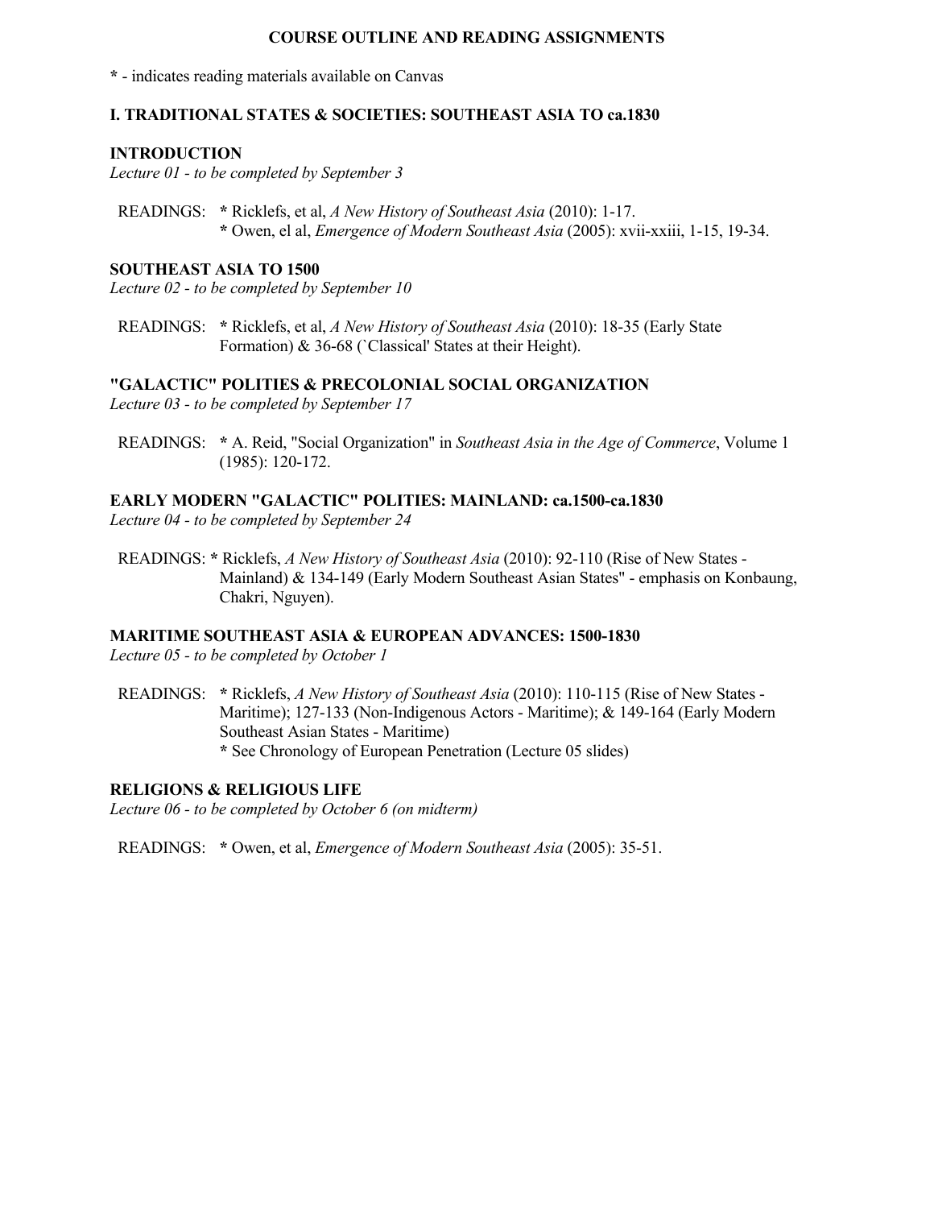# COURSE OUTLINE AND READING ASSIGNMENTS

**\*** - indicates reading materials available on Canvas

## I. TRADITIONAL STATES & SOCIETIES: SOUTHEAST ASIA TO ca.1830

### INTRODUCTION

*Lecture 01 - to be completed by September 3*

READINGS: **\*** Ricklefs, et al, *A New History of Southeast Asia* (2010): 1-17.
**\*** Owen, el al, *Emergence of Modern Southeast Asia* (2005): xvii-xxiii, 1-15, 19-34.

### SOUTHEAST ASIA TO 1500

*Lecture 02 - to be completed by September 10*

READINGS: **\*** Ricklefs, et al, *A New History of Southeast Asia* (2010): 18-35 (Early State Formation) & 36-68 (`Classical' States at their Height).

### "GALACTIC" POLITIES & PRECOLONIAL SOCIAL ORGANIZATION

*Lecture 03 - to be completed by September 17*

READINGS: **\*** A. Reid, "Social Organization" in *Southeast Asia in the Age of Commerce*, Volume 1 (1985): 120-172.

### EARLY MODERN "GALACTIC" POLITIES: MAINLAND: ca.1500-ca.1830

*Lecture 04 - to be completed by September 24*

READINGS: **\*** Ricklefs, *A New History of Southeast Asia* (2010): 92-110 (Rise of New States - Mainland) & 134-149 (Early Modern Southeast Asian States" - emphasis on Konbaung, Chakri, Nguyen).

### MARITIME SOUTHEAST ASIA & EUROPEAN ADVANCES: 1500-1830

*Lecture 05 - to be completed by October 1*

READINGS: **\*** Ricklefs, *A New History of Southeast Asia* (2010): 110-115 (Rise of New States - Maritime); 127-133 (Non-Indigenous Actors - Maritime); & 149-164 (Early Modern Southeast Asian States - Maritime)
**\*** See Chronology of European Penetration (Lecture 05 slides)

### RELIGIONS & RELIGIOUS LIFE

*Lecture 06 - to be completed by October 6 (on midterm)*

READINGS: **\*** Owen, et al, *Emergence of Modern Southeast Asia* (2005): 35-51.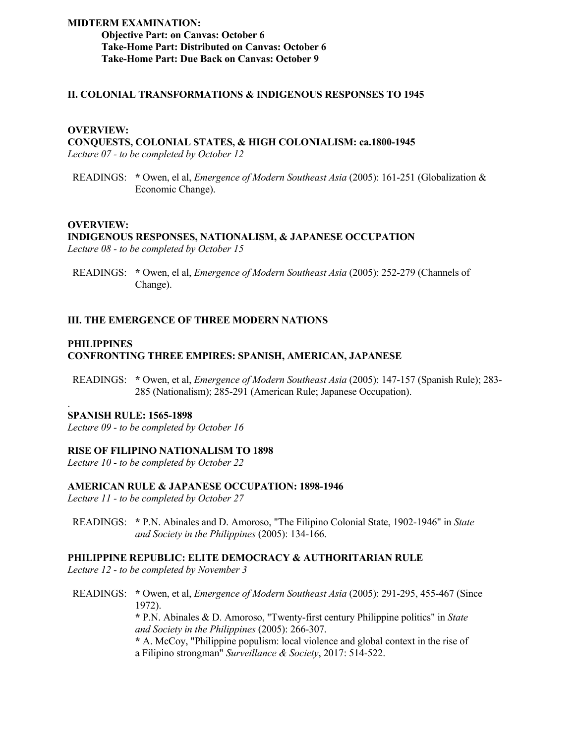**MIDTERM EXAMINATION:**
**Objective Part: on Canvas: October 6**
**Take-Home Part: Distributed on Canvas: October 6**
**Take-Home Part: Due Back on Canvas: October 9**

## II. COLONIAL TRANSFORMATIONS & INDIGENOUS RESPONSES TO 1945

### OVERVIEW:
### CONQUESTS, COLONIAL STATES, & HIGH COLONIALISM: ca.1800-1945
*Lecture 07 - to be completed by October 12*

READINGS: **\*** Owen, el al, *Emergence of Modern Southeast Asia* (2005): 161-251 (Globalization & Economic Change).

### OVERVIEW:
### INDIGENOUS RESPONSES, NATIONALISM, & JAPANESE OCCUPATION
*Lecture 08 - to be completed by October 15*

READINGS: **\*** Owen, el al, *Emergence of Modern Southeast Asia* (2005): 252-279 (Channels of Change).

## III. THE EMERGENCE OF THREE MODERN NATIONS

### PHILIPPINES
### CONFRONTING THREE EMPIRES: SPANISH, AMERICAN, JAPANESE

READINGS: **\*** Owen, et al, *Emergence of Modern Southeast Asia* (2005): 147-157 (Spanish Rule); 283-285 (Nationalism); 285-291 (American Rule; Japanese Occupation).

.

### SPANISH RULE: 1565-1898
*Lecture 09 - to be completed by October 16*

### RISE OF FILIPINO NATIONALISM TO 1898
*Lecture 10 - to be completed by October 22*

### AMERICAN RULE & JAPANESE OCCUPATION: 1898-1946
*Lecture 11 - to be completed by October 27*

READINGS: **\*** P.N. Abinales and D. Amoroso, "The Filipino Colonial State, 1902-1946" in *State and Society in the Philippines* (2005): 134-166.

### PHILIPPINE REPUBLIC: ELITE DEMOCRACY & AUTHORITARIAN RULE
*Lecture 12 - to be completed by November 3*

READINGS: **\*** Owen, et al, *Emergence of Modern Southeast Asia* (2005): 291-295, 455-467 (Since 1972).
**\*** P.N. Abinales & D. Amoroso, "Twenty-first century Philippine politics" in *State and Society in the Philippines* (2005): 266-307.
**\*** A. McCoy, "Philippine populism: local violence and global context in the rise of a Filipino strongman" *Surveillance & Society*, 2017: 514-522.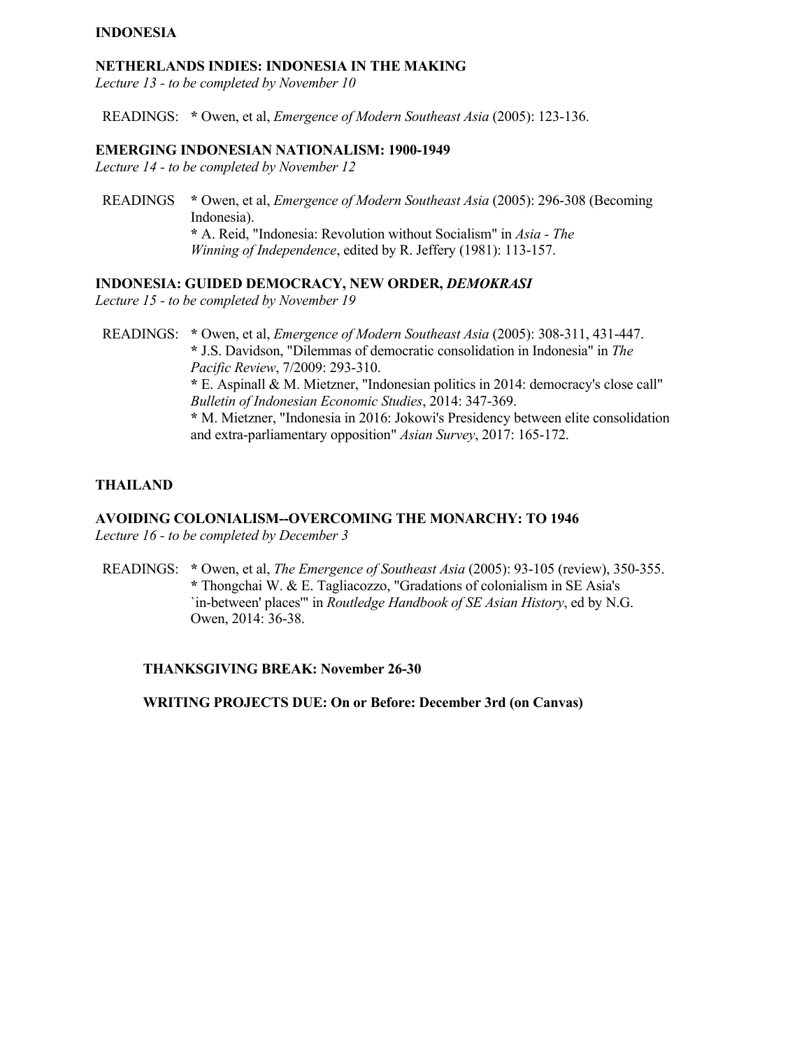## INDONESIA

### NETHERLANDS INDIES: INDONESIA IN THE MAKING

*Lecture 13 - to be completed by November 10*

READINGS: **\*** Owen, et al, *Emergence of Modern Southeast Asia* (2005): 123-136.

### EMERGING INDONESIAN NATIONALISM: 1900-1949

*Lecture 14 - to be completed by November 12*

READINGS **\*** Owen, et al, *Emergence of Modern Southeast Asia* (2005): 296-308 (Becoming Indonesia).
**\*** A. Reid, "Indonesia: Revolution without Socialism" in *Asia - The Winning of Independence*, edited by R. Jeffery (1981): 113-157.

### INDONESIA: GUIDED DEMOCRACY, NEW ORDER, *DEMOKRASI*

*Lecture 15 - to be completed by November 19*

READINGS: **\*** Owen, et al, *Emergence of Modern Southeast Asia* (2005): 308-311, 431-447.
**\*** J.S. Davidson, "Dilemmas of democratic consolidation in Indonesia" in *The Pacific Review*, 7/2009: 293-310.
**\*** E. Aspinall & M. Mietzner, "Indonesian politics in 2014: democracy's close call" *Bulletin of Indonesian Economic Studies*, 2014: 347-369.
**\*** M. Mietzner, "Indonesia in 2016: Jokowi's Presidency between elite consolidation and extra-parliamentary opposition" *Asian Survey*, 2017: 165-172.

## THAILAND

### AVOIDING COLONIALISM--OVERCOMING THE MONARCHY: TO 1946

*Lecture 16 - to be completed by December 3*

READINGS: **\*** Owen, et al, *The Emergence of Southeast Asia* (2005): 93-105 (review), 350-355.
**\*** Thongchai W. & E. Tagliacozzo, "Gradations of colonialism in SE Asia's `in-between' places'" in *Routledge Handbook of SE Asian History*, ed by N.G. Owen, 2014: 36-38.

**THANKSGIVING BREAK: November 26-30**

**WRITING PROJECTS DUE: On or Before: December 3rd (on Canvas)**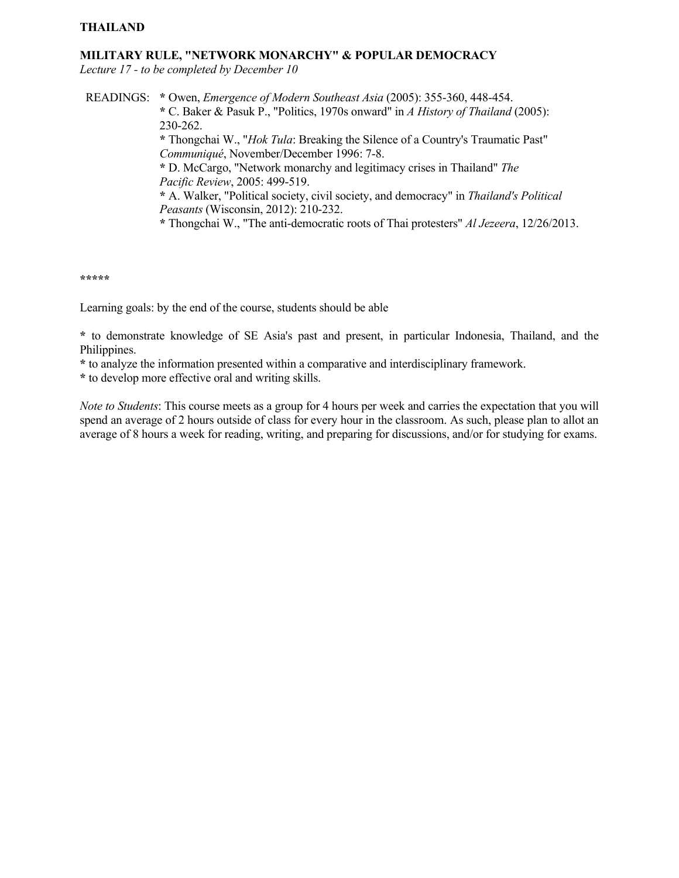**THAILAND**

**MILITARY RULE, "NETWORK MONARCHY" & POPULAR DEMOCRACY**
*Lecture 17 - to be completed by December 10*

READINGS:
* Owen, *Emergence of Modern Southeast Asia* (2005): 355-360, 448-454.
* C. Baker & Pasuk P., "Politics, 1970s onward" in *A History of Thailand* (2005): 230-262.
* Thongchai W., "*Hok Tula*: Breaking the Silence of a Country's Traumatic Past" *Communiqué*, November/December 1996: 7-8.
* D. McCargo, "Network monarchy and legitimacy crises in Thailand" *The Pacific Review*, 2005: 499-519.
* A. Walker, "Political society, civil society, and democracy" in *Thailand's Political Peasants* (Wisconsin, 2012): 210-232.
* Thongchai W., "The anti-democratic roots of Thai protesters" *Al Jezeera*, 12/26/2013.

**\*\*\*\*\***

Learning goals: by the end of the course, students should be able

* to demonstrate knowledge of SE Asia's past and present, in particular Indonesia, Thailand, and the Philippines.
* to analyze the information presented within a comparative and interdisciplinary framework.
* to develop more effective oral and writing skills.

*Note to Students*: This course meets as a group for 4 hours per week and carries the expectation that you will spend an average of 2 hours outside of class for every hour in the classroom. As such, please plan to allot an average of 8 hours a week for reading, writing, and preparing for discussions, and/or for studying for exams.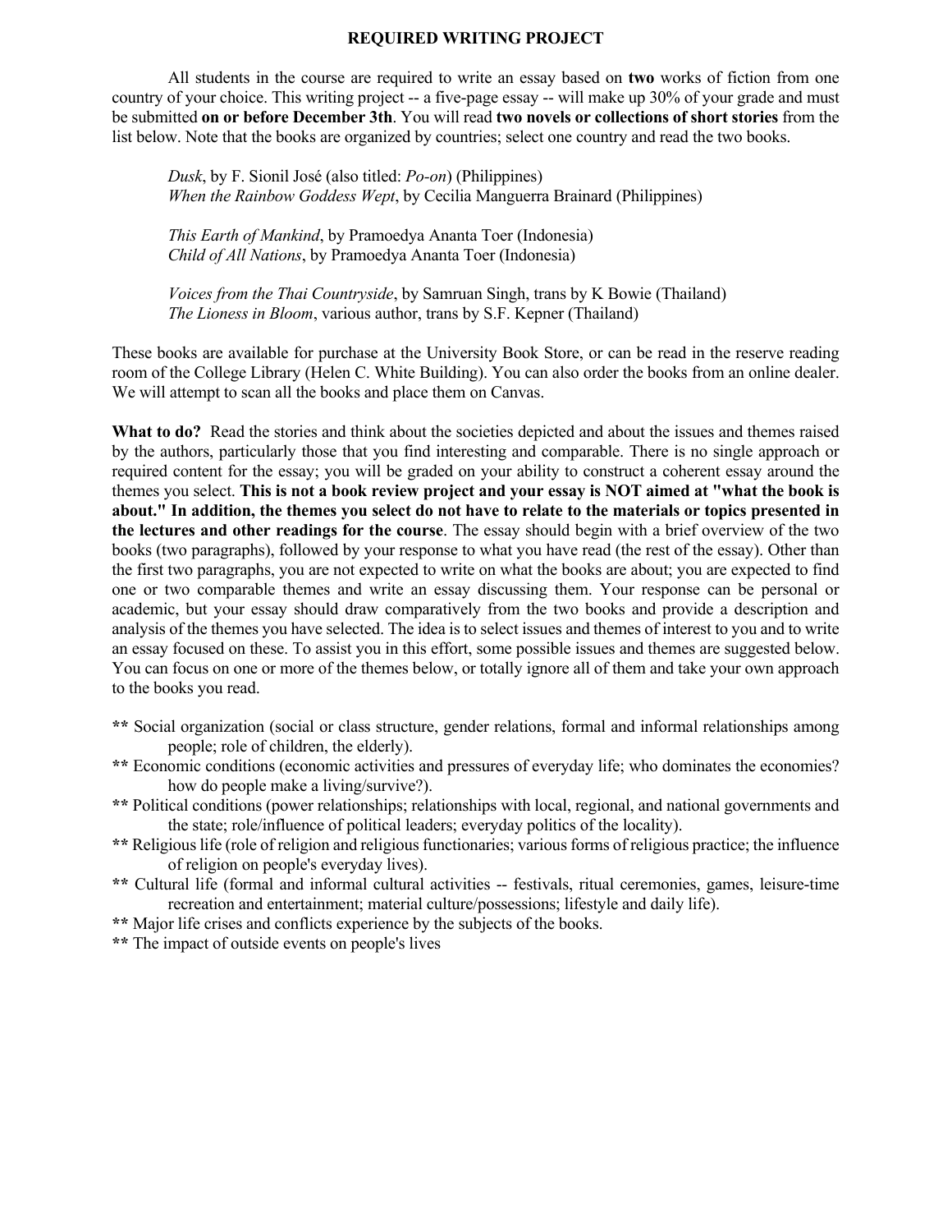## REQUIRED WRITING PROJECT

All students in the course are required to write an essay based on **two** works of fiction from one country of your choice. This writing project -- a five-page essay -- will make up 30% of your grade and must be submitted **on or before December 3th**. You will read **two novels or collections of short stories** from the list below. Note that the books are organized by countries; select one country and read the two books.

> *Dusk*, by F. Sionil José (also titled: *Po-on*) (Philippines)
> *When the Rainbow Goddess Wept*, by Cecilia Manguerra Brainard (Philippines)
>
> *This Earth of Mankind*, by Pramoedya Ananta Toer (Indonesia)
> *Child of All Nations*, by Pramoedya Ananta Toer (Indonesia)
>
> *Voices from the Thai Countryside*, by Samruan Singh, trans by K Bowie (Thailand)
> *The Lioness in Bloom*, various author, trans by S.F. Kepner (Thailand)

These books are available for purchase at the University Book Store, or can be read in the reserve reading room of the College Library (Helen C. White Building). You can also order the books from an online dealer. We will attempt to scan all the books and place them on Canvas.

**What to do?** Read the stories and think about the societies depicted and about the issues and themes raised by the authors, particularly those that you find interesting and comparable. There is no single approach or required content for the essay; you will be graded on your ability to construct a coherent essay around the themes you select. **This is not a book review project and your essay is NOT aimed at "what the book is about." In addition, the themes you select do not have to relate to the materials or topics presented in the lectures and other readings for the course**. The essay should begin with a brief overview of the two books (two paragraphs), followed by your response to what you have read (the rest of the essay). Other than the first two paragraphs, you are not expected to write on what the books are about; you are expected to find one or two comparable themes and write an essay discussing them. Your response can be personal or academic, but your essay should draw comparatively from the two books and provide a description and analysis of the themes you have selected. The idea is to select issues and themes of interest to you and to write an essay focused on these. To assist you in this effort, some possible issues and themes are suggested below. You can focus on one or more of the themes below, or totally ignore all of them and take your own approach to the books you read.

- ** Social organization (social or class structure, gender relations, formal and informal relationships among people; role of children, the elderly).
- ** Economic conditions (economic activities and pressures of everyday life; who dominates the economies? how do people make a living/survive?).
- ** Political conditions (power relationships; relationships with local, regional, and national governments and the state; role/influence of political leaders; everyday politics of the locality).
- ** Religious life (role of religion and religious functionaries; various forms of religious practice; the influence of religion on people's everyday lives).
- ** Cultural life (formal and informal cultural activities -- festivals, ritual ceremonies, games, leisure-time recreation and entertainment; material culture/possessions; lifestyle and daily life).
- ** Major life crises and conflicts experience by the subjects of the books.
- ** The impact of outside events on people's lives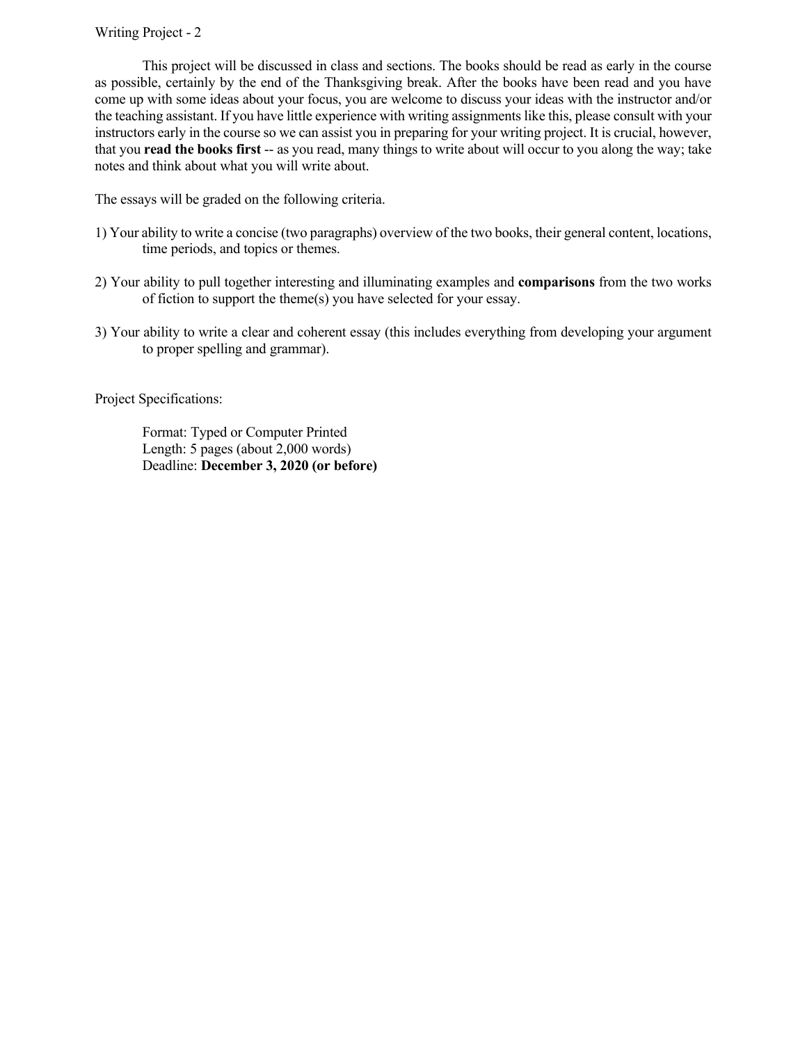Writing Project - 2

This project will be discussed in class and sections. The books should be read as early in the course as possible, certainly by the end of the Thanksgiving break. After the books have been read and you have come up with some ideas about your focus, you are welcome to discuss your ideas with the instructor and/or the teaching assistant. If you have little experience with writing assignments like this, please consult with your instructors early in the course so we can assist you in preparing for your writing project. It is crucial, however, that you **read the books first** -- as you read, many things to write about will occur to you along the way; take notes and think about what you will write about.

The essays will be graded on the following criteria.

1) Your ability to write a concise (two paragraphs) overview of the two books, their general content, locations, time periods, and topics or themes.

2) Your ability to pull together interesting and illuminating examples and **comparisons** from the two works of fiction to support the theme(s) you have selected for your essay.

3) Your ability to write a clear and coherent essay (this includes everything from developing your argument to proper spelling and grammar).

Project Specifications:

Format: Typed or Computer Printed
Length: 5 pages (about 2,000 words)
Deadline: **December 3, 2020 (or before)**